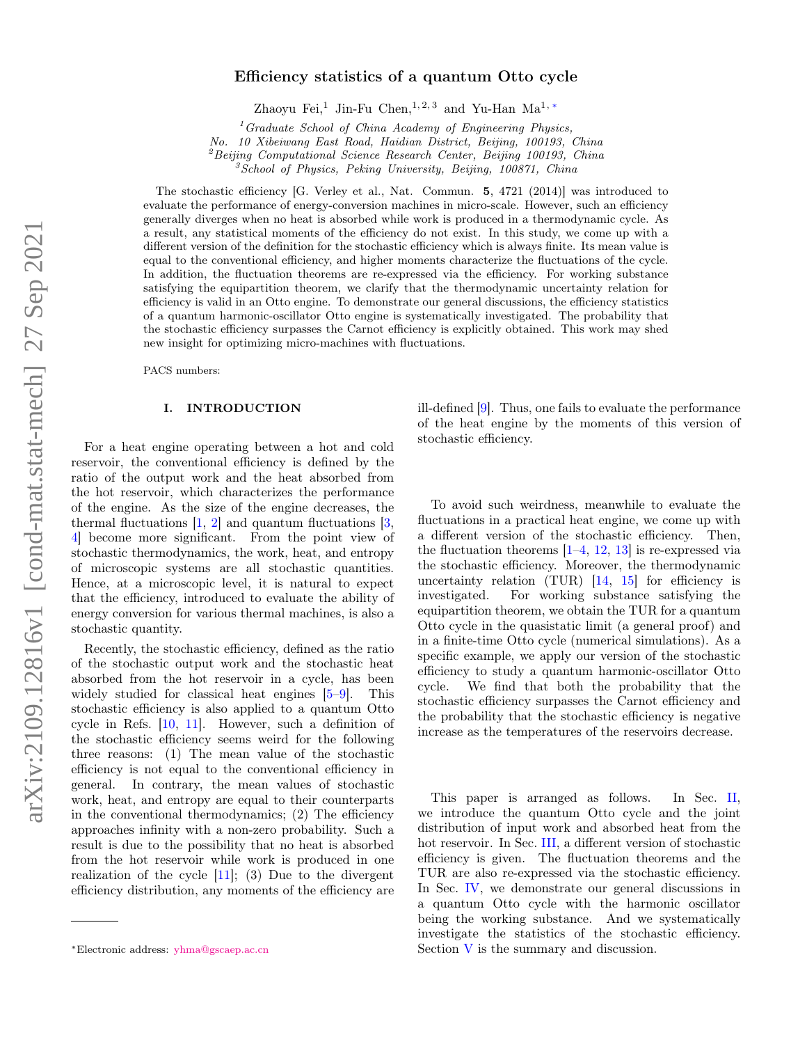# Efficiency statistics of a quantum Otto cycle

Zhaoyu Fei,[1] Jin-Fu Chen,[1,2,3] and Yu-Han Ma[1,*]

[1] *Graduate School of China Academy of Engineering Physics, No. 10 Xibeiwang East Road, Haidian District, Beijing, 100193, China*

[2] *Beijing Computational Science Research Center, Beijing 100193, China*

[3] *School of Physics, Peking University, Beijing, 100871, China*

The stochastic efficiency [G. Verley et al., Nat. Commun. **5**, 4721 (2014)] was introduced to evaluate the performance of energy-conversion machines in micro-scale. However, such an efficiency generally diverges when no heat is absorbed while work is produced in a thermodynamic cycle. As a result, any statistical moments of the efficiency do not exist. In this study, we come up with a different version of the definition for the stochastic efficiency which is always finite. Its mean value is equal to the conventional efficiency, and higher moments characterize the fluctuations of the cycle. In addition, the fluctuation theorems are re-expressed via the efficiency. For working substance satisfying the equipartition theorem, we clarify that the thermodynamic uncertainty relation for efficiency is valid in an Otto engine. To demonstrate our general discussions, the efficiency statistics of a quantum harmonic-oscillator Otto engine is systematically investigated. The probability that the stochastic efficiency surpasses the Carnot efficiency is explicitly obtained. This work may shed new insight for optimizing micro-machines with fluctuations.

PACS numbers:

## I. INTRODUCTION

For a heat engine operating between a hot and cold reservoir, the conventional efficiency is defined by the ratio of the output work and the heat absorbed from the hot reservoir, which characterizes the performance of the engine. As the size of the engine decreases, the thermal fluctuations [1, 2] and quantum fluctuations [3, 4] become more significant. From the point view of stochastic thermodynamics, the work, heat, and entropy of microscopic systems are all stochastic quantities. Hence, at a microscopic level, it is natural to expect that the efficiency, introduced to evaluate the ability of energy conversion for various thermal machines, is also a stochastic quantity.

Recently, the stochastic efficiency, defined as the ratio of the stochastic output work and the stochastic heat absorbed from the hot reservoir in a cycle, has been widely studied for classical heat engines [5–9]. This stochastic efficiency is also applied to a quantum Otto cycle in Refs. [10, 11]. However, such a definition of the stochastic efficiency seems weird for the following three reasons: (1) The mean value of the stochastic efficiency is not equal to the conventional efficiency in general. In contrary, the mean values of stochastic work, heat, and entropy are equal to their counterparts in the conventional thermodynamics; (2) The efficiency approaches infinity with a non-zero probability. Such a result is due to the possibility that no heat is absorbed from the hot reservoir while work is produced in one realization of the cycle [11]; (3) Due to the divergent efficiency distribution, any moments of the efficiency are ill-defined [9]. Thus, one fails to evaluate the performance of the heat engine by the moments of this version of stochastic efficiency.

To avoid such weirdness, meanwhile to evaluate the fluctuations in a practical heat engine, we come up with a different version of the stochastic efficiency. Then, the fluctuation theorems [1–4, 12, 13] is re-expressed via the stochastic efficiency. Moreover, the thermodynamic uncertainty relation (TUR) [14, 15] for efficiency is investigated. For working substance satisfying the equipartition theorem, we obtain the TUR for a quantum Otto cycle in the quasistatic limit (a general proof) and in a finite-time Otto cycle (numerical simulations). As a specific example, we apply our version of the stochastic efficiency to study a quantum harmonic-oscillator Otto cycle. We find that both the probability that the stochastic efficiency surpasses the Carnot efficiency and the probability that the stochastic efficiency is negative increase as the temperatures of the reservoirs decrease.

This paper is arranged as follows. In Sec. II, we introduce the quantum Otto cycle and the joint distribution of input work and absorbed heat from the hot reservoir. In Sec. III, a different version of stochastic efficiency is given. The fluctuation theorems and the TUR are also re-expressed via the stochastic efficiency. In Sec. IV, we demonstrate our general discussions in a quantum Otto cycle with the harmonic oscillator being the working substance. And we systematically investigate the statistics of the stochastic efficiency. Section V is the summary and discussion.

*Electronic address: yhma@gscaep.ac.cn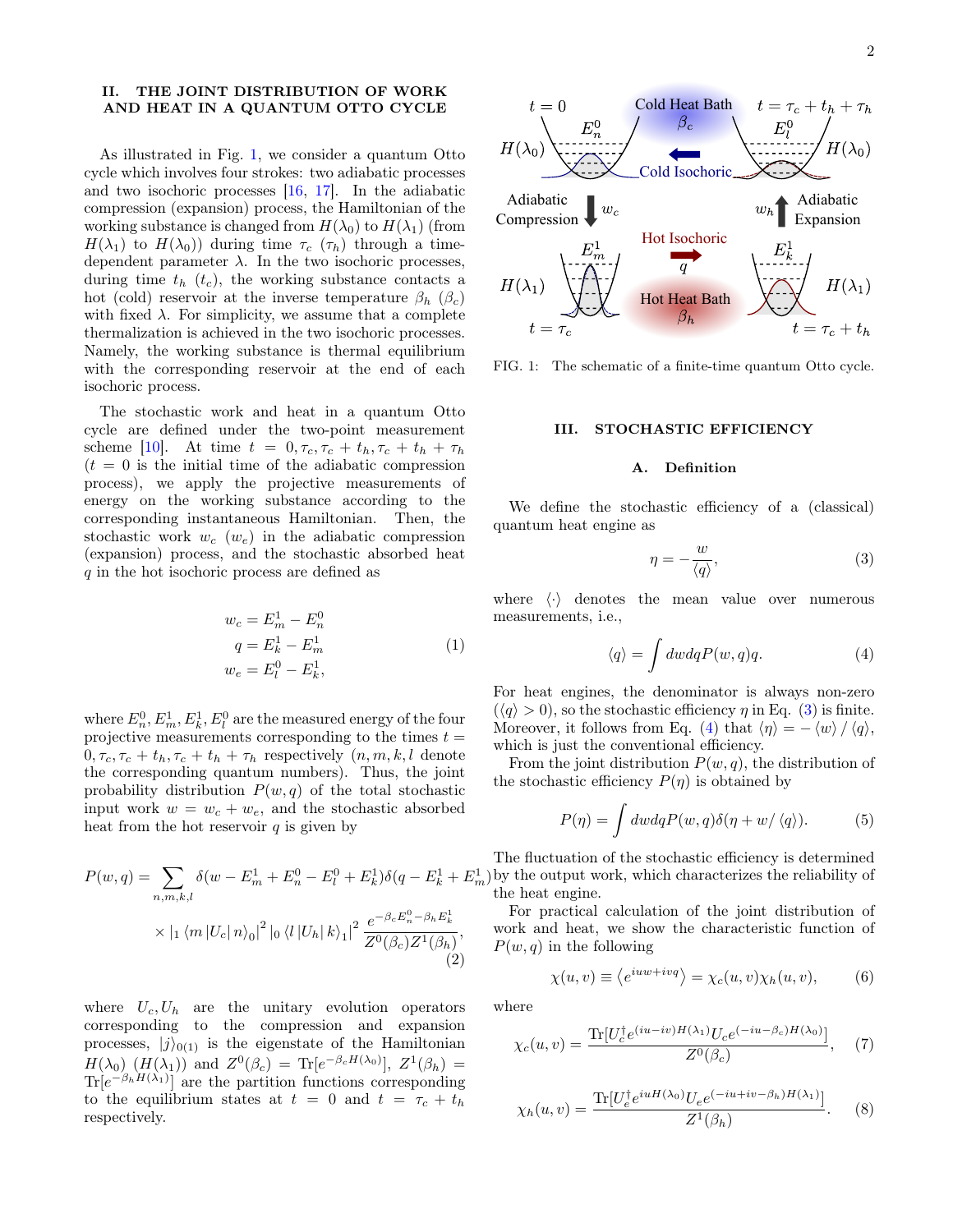## II. THE JOINT DISTRIBUTION OF WORK AND HEAT IN A QUANTUM OTTO CYCLE

As illustrated in Fig. 1, we consider a quantum Otto cycle which involves four strokes: two adiabatic processes and two isochoric processes [16, 17]. In the adiabatic compression (expansion) process, the Hamiltonian of the working substance is changed from $H(\lambda_0)$ to $H(\lambda_1)$ (from $H(\lambda_1)$ to $H(\lambda_0)$) during time $\tau_c$ ($\tau_h$) through a time-dependent parameter $\lambda$. In the two isochoric processes, during time $t_h$ ($t_c$), the working substance contacts a hot (cold) reservoir at the inverse temperature $\beta_h$ ($\beta_c$) with fixed $\lambda$. For simplicity, we assume that a complete thermalization is achieved in the two isochoric processes. Namely, the working substance is thermal equilibrium with the corresponding reservoir at the end of each isochoric process.

The stochastic work and heat in a quantum Otto cycle are defined under the two-point measurement scheme [10]. At time $t = 0, \tau_c, \tau_c + t_h, \tau_c + t_h + \tau_h$ ($t = 0$ is the initial time of the adiabatic compression process), we apply the projective measurements of energy on the working substance according to the corresponding instantaneous Hamiltonian. Then, the stochastic work $w_c$ ($w_e$) in the adiabatic compression (expansion) process, and the stochastic absorbed heat $q$ in the hot isochoric process are defined as

$$
\begin{aligned}
w_c &= E_m^1 - E_n^0 \\
q &= E_k^1 - E_m^1 \\
w_e &= E_l^0 - E_k^1,
\end{aligned}
\tag{1}
$$

where $E_n^0, E_m^1, E_k^1, E_l^0$ are the measured energy of the four projective measurements corresponding to the times $t = 0, \tau_c, \tau_c + t_h, \tau_c + t_h + \tau_h$ respectively ($n, m, k, l$ denote the corresponding quantum numbers). Thus, the joint probability distribution $P(w, q)$ of the total stochastic input work $w = w_c + w_e$, and the stochastic absorbed heat from the hot reservoir $q$ is given by

$$
\begin{aligned}
P(w,q) = &\sum_{n,m,k,l} \delta(w - E_m^1 + E_n^0 - E_l^0 + E_k^1)\delta(q - E_k^1 + E_m^1) \\
&\times \left|{}_1\langle m |U_c| n\rangle_0\right|^2 \left|{}_0\langle l |U_h| k\rangle_1\right|^2 \frac{e^{-\beta_c E_n^0 - \beta_h E_k^1}}{Z^0(\beta_c)Z^1(\beta_h)},
\end{aligned}
\tag{2}
$$

where $U_c, U_h$ are the unitary evolution operators corresponding to the compression and expansion processes, $|j\rangle_{0(1)}$ is the eigenstate of the Hamiltonian $H(\lambda_0)$ ($H(\lambda_1)$) and $Z^0(\beta_c) = \mathrm{Tr}[e^{-\beta_c H(\lambda_0)}]$, $Z^1(\beta_h) = \mathrm{Tr}[e^{-\beta_h H(\lambda_1)}]$ are the partition functions corresponding to the equilibrium states at $t = 0$ and $t = \tau_c + t_h$ respectively.

FIG. 1: The schematic of a finite-time quantum Otto cycle.

## III. STOCHASTIC EFFICIENCY

### A. Definition

We define the stochastic efficiency of a (classical) quantum heat engine as

$$
\eta = -\frac{w}{\langle q\rangle},
\tag{3}
$$

where $\langle\cdot\rangle$ denotes the mean value over numerous measurements, i.e.,

$$
\langle q\rangle = \int dw dq P(w,q) q.
\tag{4}
$$

For heat engines, the denominator is always non-zero ($\langle q\rangle > 0$), so the stochastic efficiency $\eta$ in Eq. (3) is finite. Moreover, it follows from Eq. (4) that $\langle\eta\rangle = -\langle w\rangle / \langle q\rangle$, which is just the conventional efficiency.

From the joint distribution $P(w, q)$, the distribution of the stochastic efficiency $P(\eta)$ is obtained by

$$
P(\eta) = \int dw dq P(w,q)\delta(\eta + w/\langle q\rangle).
\tag{5}
$$

The fluctuation of the stochastic efficiency is determined by the output work, which characterizes the reliability of the heat engine.

For practical calculation of the joint distribution of work and heat, we show the characteristic function of $P(w, q)$ in the following

$$
\chi(u,v) \equiv \left\langle e^{iuw+ivq}\right\rangle = \chi_c(u,v)\chi_h(u,v),
\tag{6}
$$

where

$$
\chi_c(u,v) = \frac{\mathrm{Tr}[U_c^\dagger e^{(iu-iv)H(\lambda_1)} U_c e^{(-iu-\beta_c)H(\lambda_0)}]}{Z^0(\beta_c)},
\tag{7}
$$

$$
\chi_h(u,v) = \frac{\mathrm{Tr}[U_e^\dagger e^{iuH(\lambda_0)} U_e e^{(-iu+iv-\beta_h)H(\lambda_1)}]}{Z^1(\beta_h)}.
\tag{8}
$$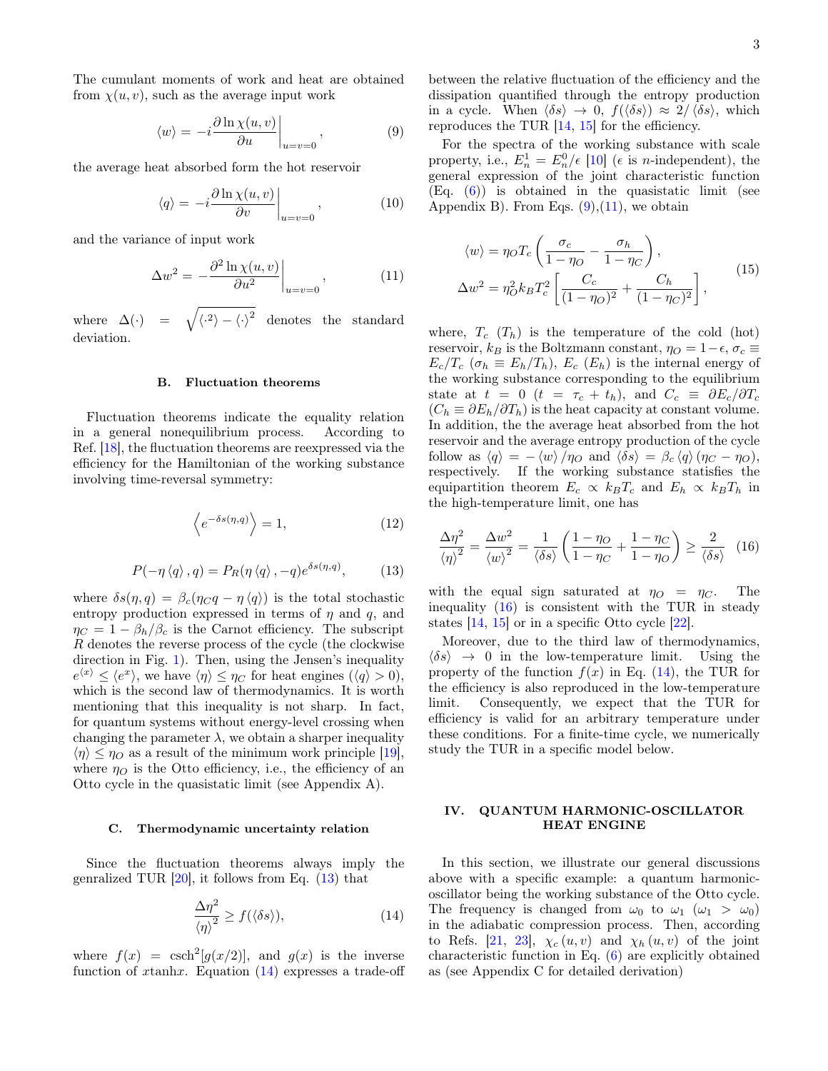The cumulant moments of work and heat are obtained from $\chi(u,v)$, such as the average input work

$$\langle w \rangle = -i \frac{\partial \ln \chi(u,v)}{\partial u}\bigg|_{u=v=0}, \tag{9}$$

the average heat absorbed form the hot reservoir

$$\langle q \rangle = -i \frac{\partial \ln \chi(u,v)}{\partial v}\bigg|_{u=v=0}, \tag{10}$$

and the variance of input work

$$\Delta w^2 = -\frac{\partial^2 \ln \chi(u,v)}{\partial u^2}\bigg|_{u=v=0}, \tag{11}$$

where $\Delta(\cdot) = \sqrt{\langle \cdot^2 \rangle - \langle \cdot \rangle^2}$ denotes the standard deviation.

### B. Fluctuation theorems

Fluctuation theorems indicate the equality relation in a general nonequilibrium process. According to Ref. [18], the fluctuation theorems are reexpressed via the efficiency for the Hamiltonian of the working substance involving time-reversal symmetry:

$$\left\langle e^{-\delta s(\eta,q)} \right\rangle = 1, \tag{12}$$

$$P(-\eta \langle q \rangle, q) = P_R(\eta \langle q \rangle, -q) e^{\delta s(\eta,q)}, \tag{13}$$

where $\delta s(\eta,q) = \beta_c(\eta_C q - \eta \langle q \rangle)$ is the total stochastic entropy production expressed in terms of $\eta$ and $q$, and $\eta_C = 1 - \beta_h/\beta_c$ is the Carnot efficiency. The subscript $R$ denotes the reverse process of the cycle (the clockwise direction in Fig. 1). Then, using the Jensen's inequality $e^{\langle x \rangle} \leq \langle e^x \rangle$, we have $\langle \eta \rangle \leq \eta_C$ for heat engines ($\langle q \rangle > 0$), which is the second law of thermodynamics. It is worth mentioning that this inequality is not sharp. In fact, for quantum systems without energy-level crossing when changing the parameter $\lambda$, we obtain a sharper inequality $\langle \eta \rangle \leq \eta_O$ as a result of the minimum work principle [19], where $\eta_O$ is the Otto efficiency, i.e., the efficiency of an Otto cycle in the quasistatic limit (see Appendix A).

### C. Thermodynamic uncertainty relation

Since the fluctuation theorems always imply the genralized TUR [20], it follows from Eq. (13) that

$$\frac{\Delta \eta^2}{\langle \eta \rangle^2} \geq f(\langle \delta s \rangle), \tag{14}$$

where $f(x) = \mathrm{csch}^2[g(x/2)]$, and $g(x)$ is the inverse function of $x\tanh x$. Equation (14) expresses a trade-off between the relative fluctuation of the efficiency and the dissipation quantified through the entropy production in a cycle. When $\langle \delta s \rangle \to 0$, $f(\langle \delta s \rangle) \approx 2/\langle \delta s \rangle$, which reproduces the TUR [14, 15] for the efficiency.

For the spectra of the working substance with scale property, i.e., $E_n^1 = E_n^0/\epsilon$ [10] ($\epsilon$ is $n$-independent), the general expression of the joint characteristic function (Eq. (6)) is obtained in the quasistatic limit (see Appendix B). From Eqs. (9),(11), we obtain

$$\begin{aligned} \langle w \rangle &= \eta_O T_c \left( \frac{\sigma_c}{1-\eta_O} - \frac{\sigma_h}{1-\eta_C} \right), \\ \Delta w^2 &= \eta_O^2 k_B T_c^2 \left[ \frac{C_c}{(1-\eta_O)^2} + \frac{C_h}{(1-\eta_C)^2} \right], \end{aligned} \tag{15}$$

where, $T_c$ ($T_h$) is the temperature of the cold (hot) reservoir, $k_B$ is the Boltzmann constant, $\eta_O = 1-\epsilon$, $\sigma_c \equiv E_c/T_c$ ($\sigma_h \equiv E_h/T_h$), $E_c$ ($E_h$) is the internal energy of the working substance corresponding to the equilibrium state at $t = 0$ ($t = \tau_c + t_h$), and $C_c \equiv \partial E_c/\partial T_c$ ($C_h \equiv \partial E_h/\partial T_h$) is the heat capacity at constant volume. In addition, the the average heat absorbed from the hot reservoir and the average entropy production of the cycle follow as $\langle q \rangle = -\langle w \rangle/\eta_O$ and $\langle \delta s \rangle = \beta_c \langle q \rangle (\eta_C - \eta_O)$, respectively. If the working substance statisfies the equipartition theorem $E_c \propto k_B T_c$ and $E_h \propto k_B T_h$ in the high-temperature limit, one has

$$\frac{\Delta \eta^2}{\langle \eta \rangle^2} = \frac{\Delta w^2}{\langle w \rangle^2} = \frac{1}{\langle \delta s \rangle}\left( \frac{1-\eta_O}{1-\eta_C} + \frac{1-\eta_C}{1-\eta_O} \right) \geq \frac{2}{\langle \delta s \rangle} \tag{16}$$

with the equal sign saturated at $\eta_O = \eta_C$. The inequality (16) is consistent with the TUR in steady states [14, 15] or in a specific Otto cycle [22].

Moreover, due to the third law of thermodynamics, $\langle \delta s \rangle \to 0$ in the low-temperature limit. Using the property of the function $f(x)$ in Eq. (14), the TUR for the efficiency is also reproduced in the low-temperature limit. Consequently, we expect that the TUR for efficiency is valid for an arbitrary temperature under these conditions. For a finite-time cycle, we numerically study the TUR in a specific model below.

## IV. QUANTUM HARMONIC-OSCILLATOR HEAT ENGINE

In this section, we illustrate our general discussions above with a specific example: a quantum harmonic-oscillator being the working substance of the Otto cycle. The frequency is changed from $\omega_0$ to $\omega_1$ ($\omega_1 > \omega_0$) in the adiabatic compression process. Then, according to Refs. [21, 23], $\chi_c(u,v)$ and $\chi_h(u,v)$ of the joint characteristic function in Eq. (6) are explicitly obtained as (see Appendix C for detailed derivation)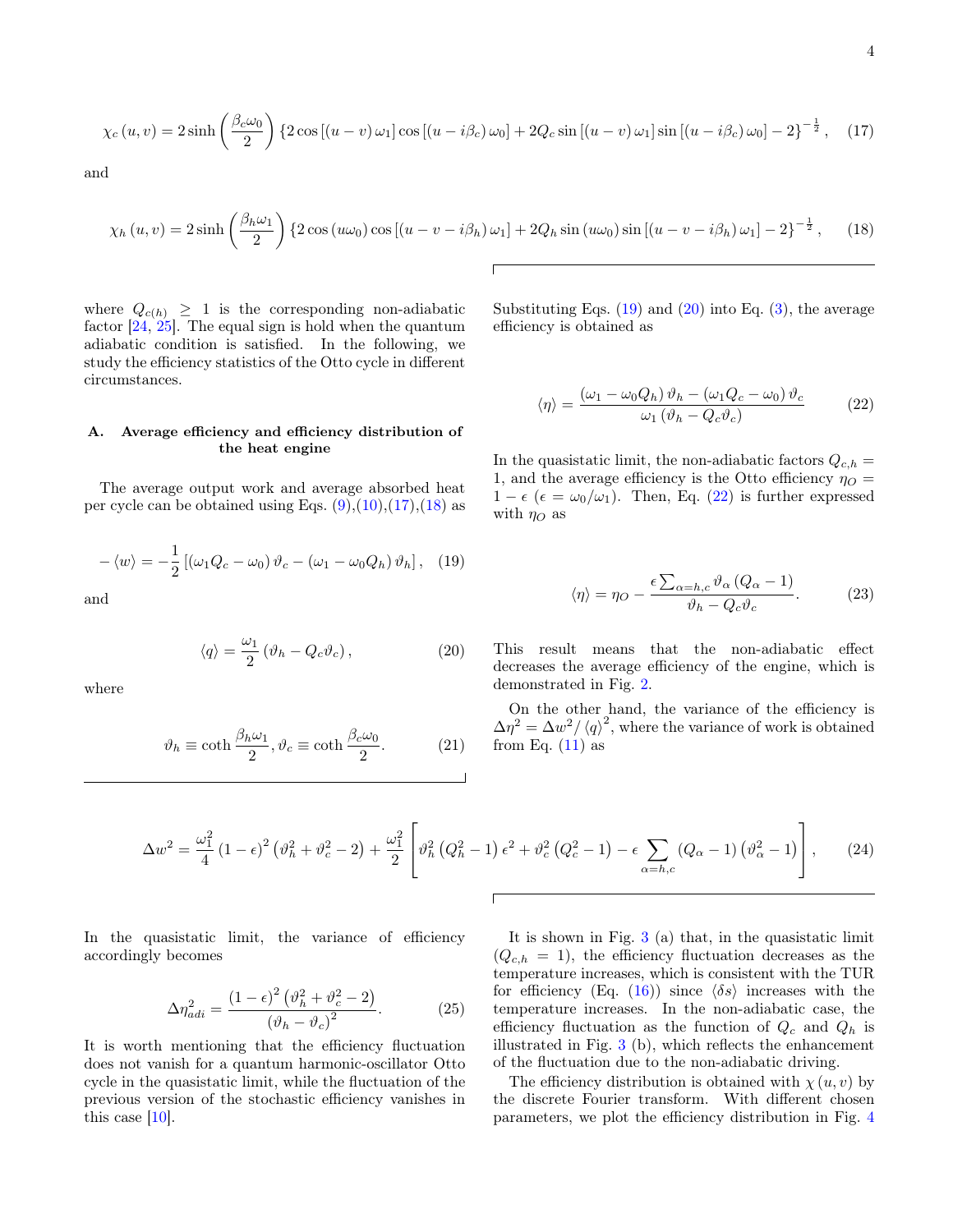$$\chi_c(u,v) = 2\sinh\left(\frac{\beta_c\omega_0}{2}\right)\left\{2\cos\left[(u-v)\,\omega_1\right]\cos\left[(u-i\beta_c)\,\omega_0\right] + 2Q_c\sin\left[(u-v)\,\omega_1\right]\sin\left[(u-i\beta_c)\,\omega_0\right] - 2\right\}^{-\frac{1}{2}}, \quad (17)$$

and

$$\chi_h(u,v) = 2\sinh\left(\frac{\beta_h\omega_1}{2}\right)\left\{2\cos(u\omega_0)\cos\left[(u-v-i\beta_h)\,\omega_1\right] + 2Q_h\sin(u\omega_0)\sin\left[(u-v-i\beta_h)\,\omega_1\right] - 2\right\}^{-\frac{1}{2}}, \quad (18)$$

where $Q_{c(h)} \geq 1$ is the corresponding non-adiabatic factor [24, 25]. The equal sign is hold when the quantum adiabatic condition is satisfied. In the following, we study the efficiency statistics of the Otto cycle in different circumstances.

### A. Average efficiency and efficiency distribution of the heat engine

The average output work and average absorbed heat per cycle can be obtained using Eqs. (9),(10),(17),(18) as

$$-\langle w\rangle = -\frac{1}{2}\left[(\omega_1 Q_c - \omega_0)\,\vartheta_c - (\omega_1 - \omega_0 Q_h)\,\vartheta_h\right], \quad (19)$$

and

$$\langle q\rangle = \frac{\omega_1}{2}\left(\vartheta_h - Q_c\vartheta_c\right), \quad (20)$$

where

$$\vartheta_h \equiv \coth\frac{\beta_h\omega_1}{2}, \vartheta_c \equiv \coth\frac{\beta_c\omega_0}{2}. \quad (21)$$

Substituting Eqs. (19) and (20) into Eq. (3), the average efficiency is obtained as

$$\langle\eta\rangle = \frac{(\omega_1 - \omega_0 Q_h)\,\vartheta_h - (\omega_1 Q_c - \omega_0)\,\vartheta_c}{\omega_1\left(\vartheta_h - Q_c\vartheta_c\right)} \quad (22)$$

In the quasistatic limit, the non-adiabatic factors $Q_{c,h} = 1$, and the average efficiency is the Otto efficiency $\eta_O = 1-\epsilon$ ($\epsilon = \omega_0/\omega_1$). Then, Eq. (22) is further expressed with $\eta_O$ as

$$\langle\eta\rangle = \eta_O - \frac{\epsilon\sum_{\alpha=h,c}\vartheta_\alpha\left(Q_\alpha - 1\right)}{\vartheta_h - Q_c\vartheta_c}. \quad (23)$$

This result means that the non-adiabatic effect decreases the average efficiency of the engine, which is demonstrated in Fig. 2.

On the other hand, the variance of the efficiency is $\Delta\eta^2 = \Delta w^2/\langle q\rangle^2$, where the variance of work is obtained from Eq. (11) as

$$\Delta w^2 = \frac{\omega_1^2}{4}(1-\epsilon)^2\left(\vartheta_h^2 + \vartheta_c^2 - 2\right) + \frac{\omega_1^2}{2}\left[\vartheta_h^2\left(Q_h^2 - 1\right)\epsilon^2 + \vartheta_c^2\left(Q_c^2 - 1\right) - \epsilon\sum_{\alpha=h,c}\left(Q_\alpha - 1\right)\left(\vartheta_\alpha^2 - 1\right)\right], \quad (24)$$

In the quasistatic limit, the variance of efficiency accordingly becomes

$$\Delta\eta_{adi}^2 = \frac{(1-\epsilon)^2\left(\vartheta_h^2 + \vartheta_c^2 - 2\right)}{\left(\vartheta_h - \vartheta_c\right)^2}. \quad (25)$$

It is worth mentioning that the efficiency fluctuation does not vanish for a quantum harmonic-oscillator Otto cycle in the quasistatic limit, while the fluctuation of the previous version of the stochastic efficiency vanishes in this case [10].

It is shown in Fig. 3 (a) that, in the quasistatic limit ($Q_{c,h} = 1$), the efficiency fluctuation decreases as the temperature increases, which is consistent with the TUR for efficiency (Eq. (16)) since $\langle\delta s\rangle$ increases with the temperature increases. In the non-adiabatic case, the efficiency fluctuation as the function of $Q_c$ and $Q_h$ is illustrated in Fig. 3 (b), which reflects the enhancement of the fluctuation due to the non-adiabatic driving.

The efficiency distribution is obtained with $\chi(u,v)$ by the discrete Fourier transform. With different chosen parameters, we plot the efficiency distribution in Fig. 4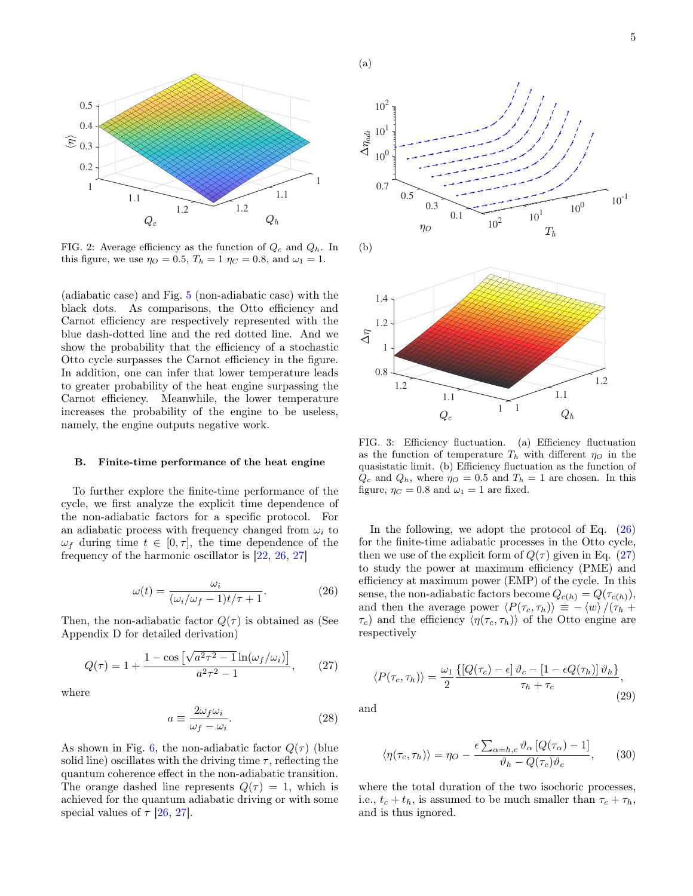FIG. 2: Average efficiency as the function of $Q_c$ and $Q_h$. In this figure, we use $\eta_O = 0.5$, $T_h = 1$ $\eta_C = 0.8$, and $\omega_1 = 1$.

(adiabatic case) and Fig. 5 (non-adiabatic case) with the black dots. As comparisons, the Otto efficiency and Carnot efficiency are respectively represented with the blue dash-dotted line and the red dotted line. And we show the probability that the efficiency of a stochastic Otto cycle surpasses the Carnot efficiency in the figure. In addition, one can infer that lower temperature leads to greater probability of the heat engine surpassing the Carnot efficiency. Meanwhile, the lower temperature increases the probability of the engine to be useless, namely, the engine outputs negative work.

### B. Finite-time performance of the heat engine

To further explore the finite-time performance of the cycle, we first analyze the explicit time dependence of the non-adiabatic factors for a specific protocol. For an adiabatic process with frequency changed from $\omega_i$ to $\omega_f$ during time $t \in [0, \tau]$, the time dependence of the frequency of the harmonic oscillator is [22, 26, 27]

$$\omega(t) = \frac{\omega_i}{(\omega_i/\omega_f - 1)t/\tau + 1}. \tag{26}$$

Then, the non-adiabatic factor $Q(\tau)$ is obtained as (See Appendix D for detailed derivation)

$$Q(\tau) = 1 + \frac{1 - \cos\left[\sqrt{a^2\tau^2 - 1}\ln(\omega_f/\omega_i)\right]}{a^2\tau^2 - 1}, \tag{27}$$

where

$$a \equiv \frac{2\omega_f\omega_i}{\omega_f - \omega_i}. \tag{28}$$

As shown in Fig. 6, the non-adiabatic factor $Q(\tau)$ (blue solid line) oscillates with the driving time $\tau$, reflecting the quantum coherence effect in the non-adiabatic transition. The orange dashed line represents $Q(\tau) = 1$, which is achieved for the quantum adiabatic driving or with some special values of $\tau$ [26, 27].

FIG. 3: Efficiency fluctuation. (a) Efficiency fluctuation as the function of temperature $T_h$ with different $\eta_O$ in the quasistatic limit. (b) Efficiency fluctuation as the function of $Q_c$ and $Q_h$, where $\eta_O = 0.5$ and $T_h = 1$ are chosen. In this figure, $\eta_C = 0.8$ and $\omega_1 = 1$ are fixed.

In the following, we adopt the protocol of Eq. (26) for the finite-time adiabatic processes in the Otto cycle, then we use of the explicit form of $Q(\tau)$ given in Eq. (27) to study the power at maximum efficiency (PME) and efficiency at maximum power (EMP) of the cycle. In this sense, the non-adiabatic factors become $Q_{c(h)} = Q(\tau_{c(h)})$, and then the average power $\langle P(\tau_c, \tau_h)\rangle \equiv -\langle w\rangle/(\tau_h + \tau_c)$ and the efficiency $\langle\eta(\tau_c, \tau_h)\rangle$ of the Otto engine are respectively

$$\langle P(\tau_c, \tau_h)\rangle = \frac{\omega_1}{2}\frac{\{[Q(\tau_c) - \epsilon]\,\vartheta_c - [1 - \epsilon Q(\tau_h)]\,\vartheta_h\}}{\tau_h + \tau_c}, \tag{29}$$

and

$$\langle\eta(\tau_c, \tau_h)\rangle = \eta_O - \frac{\epsilon\sum_{\alpha=h,c}\vartheta_\alpha\,[Q(\tau_\alpha) - 1]}{\vartheta_h - Q(\tau_c)\vartheta_c}, \tag{30}$$

where the total duration of the two isochoric processes, i.e., $t_c + t_h$, is assumed to be much smaller than $\tau_c + \tau_h$, and is thus ignored.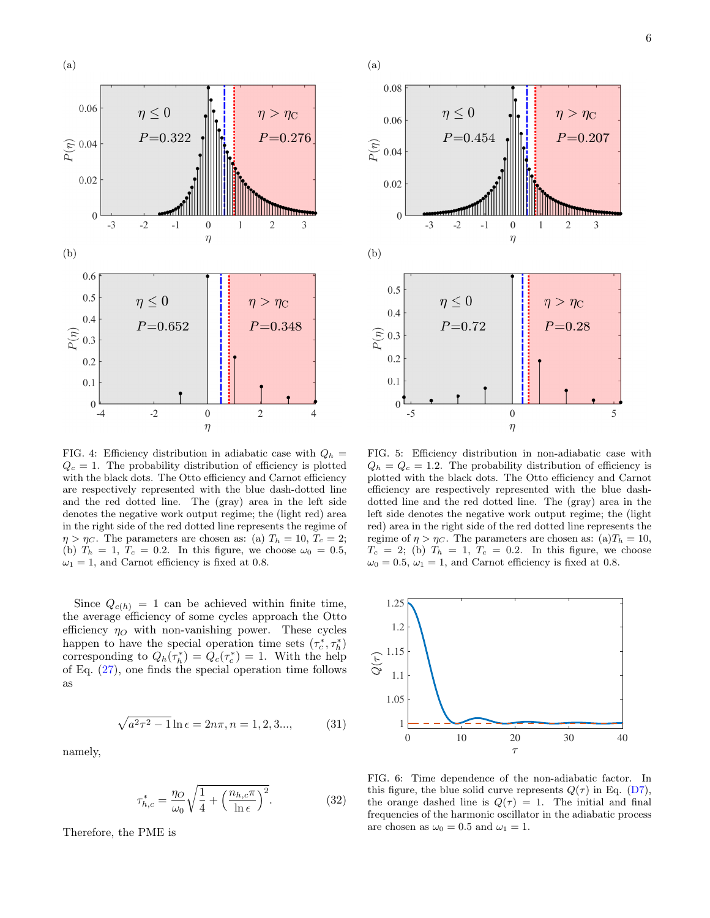FIG. 4: Efficiency distribution in adiabatic case with $Q_h = Q_c = 1$. The probability distribution of efficiency is plotted with the black dots. The Otto efficiency and Carnot efficiency are respectively represented with the blue dash-dotted line and the red dotted line. The (gray) area in the left side denotes the negative work output regime; the (light red) area in the right side of the red dotted line represents the regime of $\eta > \eta_C$. The parameters are chosen as: (a) $T_h = 10$, $T_c = 2$; (b) $T_h = 1$, $T_c = 0.2$. In this figure, we choose $\omega_0 = 0.5$, $\omega_1 = 1$, and Carnot efficiency is fixed at 0.8.

FIG. 5: Efficiency distribution in non-adiabatic case with $Q_h = Q_c = 1.2$. The probability distribution of efficiency is plotted with the black dots. The Otto efficiency and Carnot efficiency are respectively represented with the blue dash-dotted line and the red dotted line. The (gray) area in the left side denotes the negative work output regime; the (light red) area in the right side of the red dotted line represents the regime of $\eta > \eta_C$. The parameters are chosen as: (a)$T_h = 10$, $T_c = 2$; (b) $T_h = 1$, $T_c = 0.2$. In this figure, we choose $\omega_0 = 0.5$, $\omega_1 = 1$, and Carnot efficiency is fixed at 0.8.

Since $Q_{c(h)} = 1$ can be achieved within finite time, the average efficiency of some cycles approach the Otto efficiency $\eta_O$ with non-vanishing power. These cycles happen to have the special operation time sets $(\tau_c^*, \tau_h^*)$ corresponding to $Q_h(\tau_h^*) = Q_c(\tau_c^*) = 1$. With the help of Eq. (27), one finds the special operation time follows as

$$\sqrt{a^2\tau^2 - 1}\ln\epsilon = 2n\pi, n = 1, 2, 3..., \tag{31}$$

namely,

$$\tau_{h,c}^* = \frac{\eta_O}{\omega_0}\sqrt{\frac{1}{4} + \left(\frac{n_{h,c}\pi}{\ln\epsilon}\right)^2}. \tag{32}$$

Therefore, the PME is

FIG. 6: Time dependence of the non-adiabatic factor. In this figure, the blue solid curve represents $Q(\tau)$ in Eq. (D7), the orange dashed line is $Q(\tau) = 1$. The initial and final frequencies of the harmonic oscillator in the adiabatic process are chosen as $\omega_0 = 0.5$ and $\omega_1 = 1$.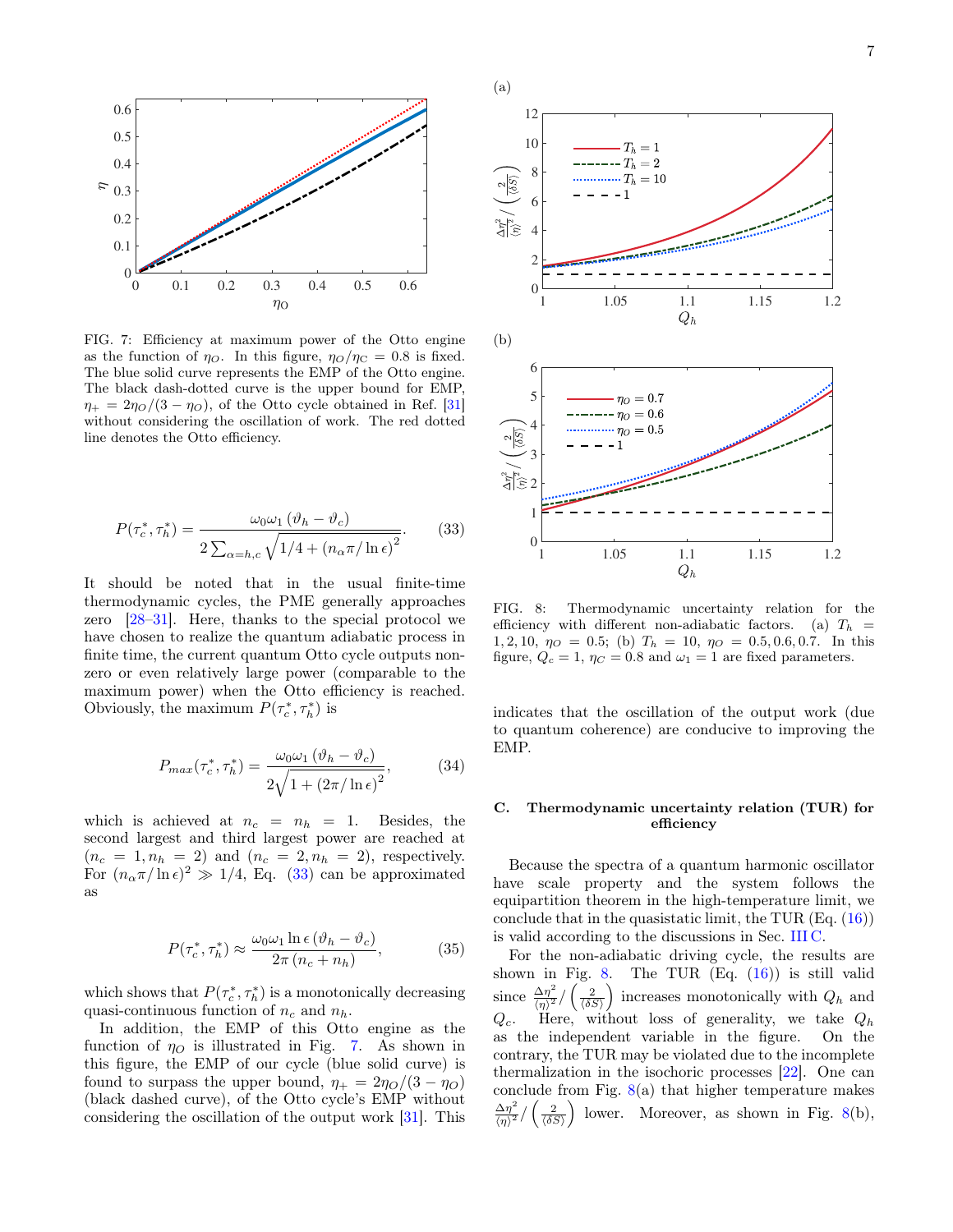FIG. 7: Efficiency at maximum power of the Otto engine as the function of $\eta_O$. In this figure, $\eta_O/\eta_C = 0.8$ is fixed. The blue solid curve represents the EMP of the Otto engine. The black dash-dotted curve is the upper bound for EMP, $\eta_+ = 2\eta_O/(3-\eta_O)$, of the Otto cycle obtained in Ref. [31] without considering the oscillation of work. The red dotted line denotes the Otto efficiency.

$$P(\tau_c^*, \tau_h^*) = \frac{\omega_0\omega_1 (\vartheta_h - \vartheta_c)}{2\sum_{\alpha=h,c}\sqrt{1/4 + (n_\alpha \pi/\ln\epsilon)^2}}. \tag{33}$$

It should be noted that in the usual finite-time thermodynamic cycles, the PME generally approaches zero [28–31]. Here, thanks to the special protocol we have chosen to realize the quantum adiabatic process in finite time, the current quantum Otto cycle outputs non-zero or even relatively large power (comparable to the maximum power) when the Otto efficiency is reached. Obviously, the maximum $P(\tau_c^*, \tau_h^*)$ is

$$P_{max}(\tau_c^*, \tau_h^*) = \frac{\omega_0\omega_1 (\vartheta_h - \vartheta_c)}{2\sqrt{1 + (2\pi/\ln\epsilon)^2}}, \tag{34}$$

which is achieved at $n_c = n_h = 1$. Besides, the second largest and third largest power are reached at $(n_c = 1, n_h = 2)$ and $(n_c = 2, n_h = 2)$, respectively. For $(n_\alpha\pi/\ln\epsilon)^2 \gg 1/4$, Eq. (33) can be approximated as

$$P(\tau_c^*, \tau_h^*) \approx \frac{\omega_0\omega_1 \ln\epsilon\, (\vartheta_h - \vartheta_c)}{2\pi\,(n_c + n_h)}, \tag{35}$$

which shows that $P(\tau_c^*, \tau_h^*)$ is a monotonically decreasing quasi-continuous function of $n_c$ and $n_h$.

In addition, the EMP of this Otto engine as the function of $\eta_O$ is illustrated in Fig. 7. As shown in this figure, the EMP of our cycle (blue solid curve) is found to surpass the upper bound, $\eta_+ = 2\eta_O/(3-\eta_O)$ (black dashed curve), of the Otto cycle's EMP without considering the oscillation of the output work [31]. This indicates that the oscillation of the output work (due to quantum coherence) are conducive to improving the EMP.

FIG. 8: Thermodynamic uncertainty relation for the efficiency with different non-adiabatic factors. (a) $T_h = 1, 2, 10$, $\eta_O = 0.5$; (b) $T_h = 10$, $\eta_O = 0.5, 0.6, 0.7$. In this figure, $Q_c = 1$, $\eta_C = 0.8$ and $\omega_1 = 1$ are fixed parameters.

### C. Thermodynamic uncertainty relation (TUR) for efficiency

Because the spectra of a quantum harmonic oscillator have scale property and the system follows the equipartition theorem in the high-temperature limit, we conclude that in the quasistatic limit, the TUR (Eq. (16)) is valid according to the discussions in Sec. III C.

For the non-adiabatic driving cycle, the results are shown in Fig. 8. The TUR (Eq. (16)) is still valid since $\frac{\Delta\eta^2}{\langle\eta\rangle^2}/\left(\frac{2}{\langle\delta S\rangle}\right)$ increases monotonically with $Q_h$ and $Q_c$. Here, without loss of generality, we take $Q_h$ as the independent variable in the figure. On the contrary, the TUR may be violated due to the incomplete thermalization in the isochoric processes [22]. One can conclude from Fig. 8(a) that higher temperature makes $\frac{\Delta\eta^2}{\langle\eta\rangle^2}/\left(\frac{2}{\langle\delta S\rangle}\right)$ lower. Moreover, as shown in Fig. 8(b),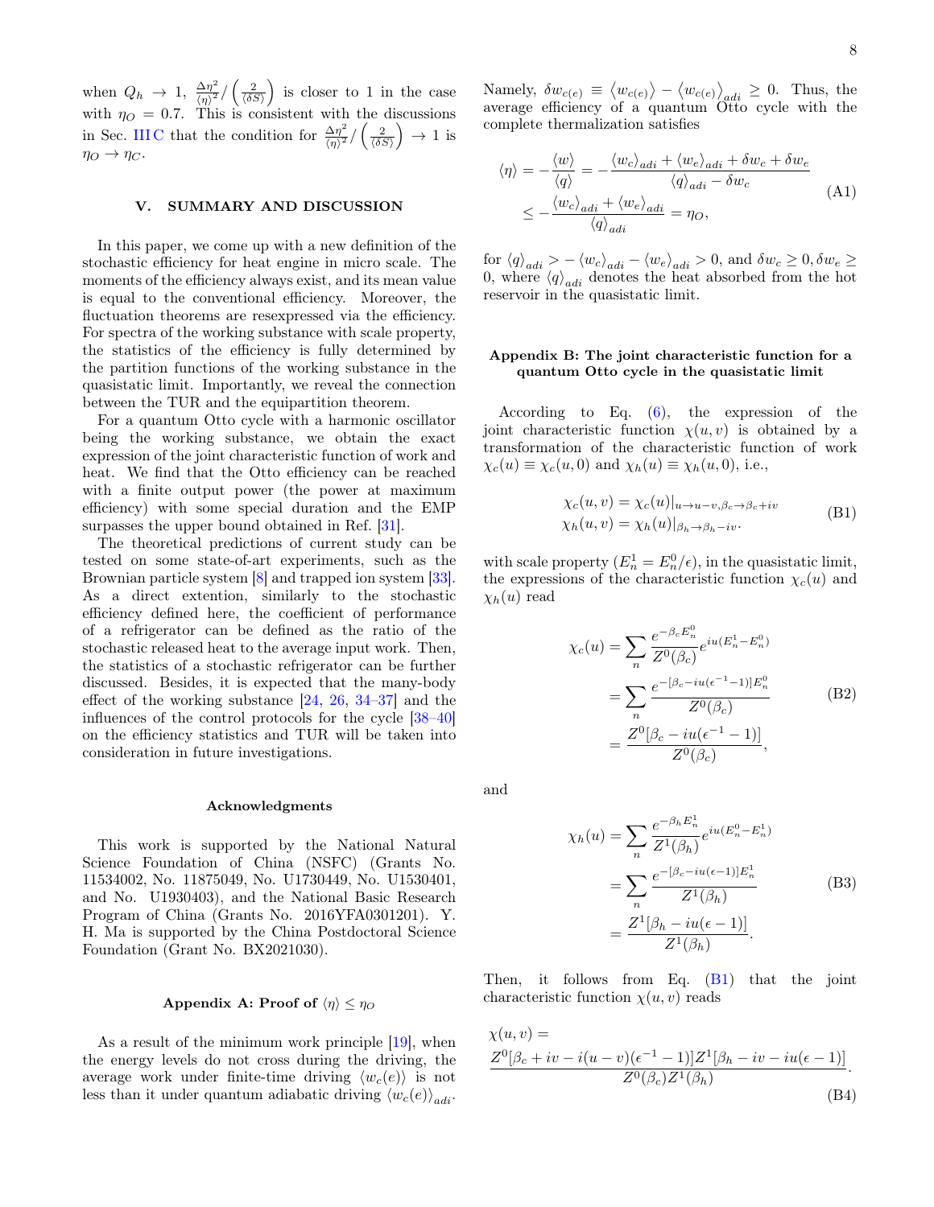when $Q_h \to 1$, $\frac{\Delta\eta^2}{\langle\eta\rangle^2}/\left(\frac{2}{\langle\delta S\rangle}\right)$ is closer to 1 in the case with $\eta_O = 0.7$. This is consistent with the discussions in Sec. III C that the condition for $\frac{\Delta\eta^2}{\langle\eta\rangle^2}/\left(\frac{2}{\langle\delta S\rangle}\right) \to 1$ is $\eta_O \to \eta_C$.

## V. SUMMARY AND DISCUSSION

In this paper, we come up with a new definition of the stochastic efficiency for heat engine in micro scale. The moments of the efficiency always exist, and its mean value is equal to the conventional efficiency. Moreover, the fluctuation theorems are resexpressed via the efficiency. For spectra of the working substance with scale property, the statistics of the efficiency is fully determined by the partition functions of the working substance in the quasistatic limit. Importantly, we reveal the connection between the TUR and the equipartition theorem.

For a quantum Otto cycle with a harmonic oscillator being the working substance, we obtain the exact expression of the joint characteristic function of work and heat. We find that the Otto efficiency can be reached with a finite output power (the power at maximum efficiency) with some special duration and the EMP surpasses the upper bound obtained in Ref. [31].

The theoretical predictions of current study can be tested on some state-of-art experiments, such as the Brownian particle system [8] and trapped ion system [33]. As a direct extention, similarly to the stochastic efficiency defined here, the coefficient of performance of a refrigerator can be defined as the ratio of the stochastic released heat to the average input work. Then, the statistics of a stochastic refrigerator can be further discussed. Besides, it is expected that the many-body effect of the working substance [24, 26, 34–37] and the influences of the control protocols for the cycle [38–40] on the efficiency statistics and TUR will be taken into consideration in future investigations.

### Acknowledgments

This work is supported by the National Natural Science Foundation of China (NSFC) (Grants No. 11534002, No. 11875049, No. U1730449, No. U1530401, and No. U1930403), and the National Basic Research Program of China (Grants No. 2016YFA0301201). Y. H. Ma is supported by the China Postdoctoral Science Foundation (Grant No. BX2021030).

### Appendix A: Proof of $\langle\eta\rangle \leq \eta_O$

As a result of the minimum work principle [19], when the energy levels do not cross during the driving, the average work under finite-time driving $\langle w_c(e)\rangle$ is not less than it under quantum adiabatic driving $\langle w_c(e)\rangle_{adi}$. Namely, $\delta w_{c(e)} \equiv \langle w_{c(e)}\rangle - \langle w_{c(e)}\rangle_{adi} \geq 0$. Thus, the average efficiency of a quantum Otto cycle with the complete thermalization satisfies

$$
\begin{aligned}
\langle\eta\rangle &= -\frac{\langle w\rangle}{\langle q\rangle} = -\frac{\langle w_c\rangle_{adi} + \langle w_e\rangle_{adi} + \delta w_c + \delta w_e}{\langle q\rangle_{adi} - \delta w_c} \\
&\leq -\frac{\langle w_c\rangle_{adi} + \langle w_e\rangle_{adi}}{\langle q\rangle_{adi}} = \eta_O,
\end{aligned}
\tag{A1}
$$

for $\langle q\rangle_{adi} > -\langle w_c\rangle_{adi} - \langle w_e\rangle_{adi} > 0$, and $\delta w_c \geq 0, \delta w_e \geq 0$, where $\langle q\rangle_{adi}$ denotes the heat absorbed from the hot reservoir in the quasistatic limit.

### Appendix B: The joint characteristic function for a quantum Otto cycle in the quasistatic limit

According to Eq. (6), the expression of the joint characteristic function $\chi(u,v)$ is obtained by a transformation of the characteristic function of work $\chi_c(u) \equiv \chi_c(u,0)$ and $\chi_h(u) \equiv \chi_h(u,0)$, i.e.,

$$
\begin{aligned}
\chi_c(u,v) &= \chi_c(u)|_{u\to u-v,\beta_c\to\beta_c+iv} \\
\chi_h(u,v) &= \chi_h(u)|_{\beta_h\to\beta_h-iv}.
\end{aligned}
\tag{B1}
$$

with scale property ($E_n^1 = E_n^0/\epsilon$), in the quasistatic limit, the expressions of the characteristic function $\chi_c(u)$ and $\chi_h(u)$ read

$$
\begin{aligned}
\chi_c(u) &= \sum_n \frac{e^{-\beta_c E_n^0}}{Z^0(\beta_c)} e^{iu(E_n^1 - E_n^0)} \\
&= \sum_n \frac{e^{-[\beta_c - iu(\epsilon^{-1}-1)]E_n^0}}{Z^0(\beta_c)} \\
&= \frac{Z^0[\beta_c - iu(\epsilon^{-1}-1)]}{Z^0(\beta_c)},
\end{aligned}
\tag{B2}
$$

and

$$
\begin{aligned}
\chi_h(u) &= \sum_n \frac{e^{-\beta_h E_n^1}}{Z^1(\beta_h)} e^{iu(E_n^0 - E_n^1)} \\
&= \sum_n \frac{e^{-[\beta_c - iu(\epsilon-1)]E_n^1}}{Z^1(\beta_h)} \\
&= \frac{Z^1[\beta_h - iu(\epsilon-1)]}{Z^1(\beta_h)}.
\end{aligned}
\tag{B3}
$$

Then, it follows from Eq. (B1) that the joint characteristic function $\chi(u,v)$ reads

$$
\chi(u,v) = \frac{Z^0[\beta_c + iv - i(u-v)(\epsilon^{-1}-1)]Z^1[\beta_h - iv - iu(\epsilon-1)]}{Z^0(\beta_c)Z^1(\beta_h)}.
\tag{B4}
$$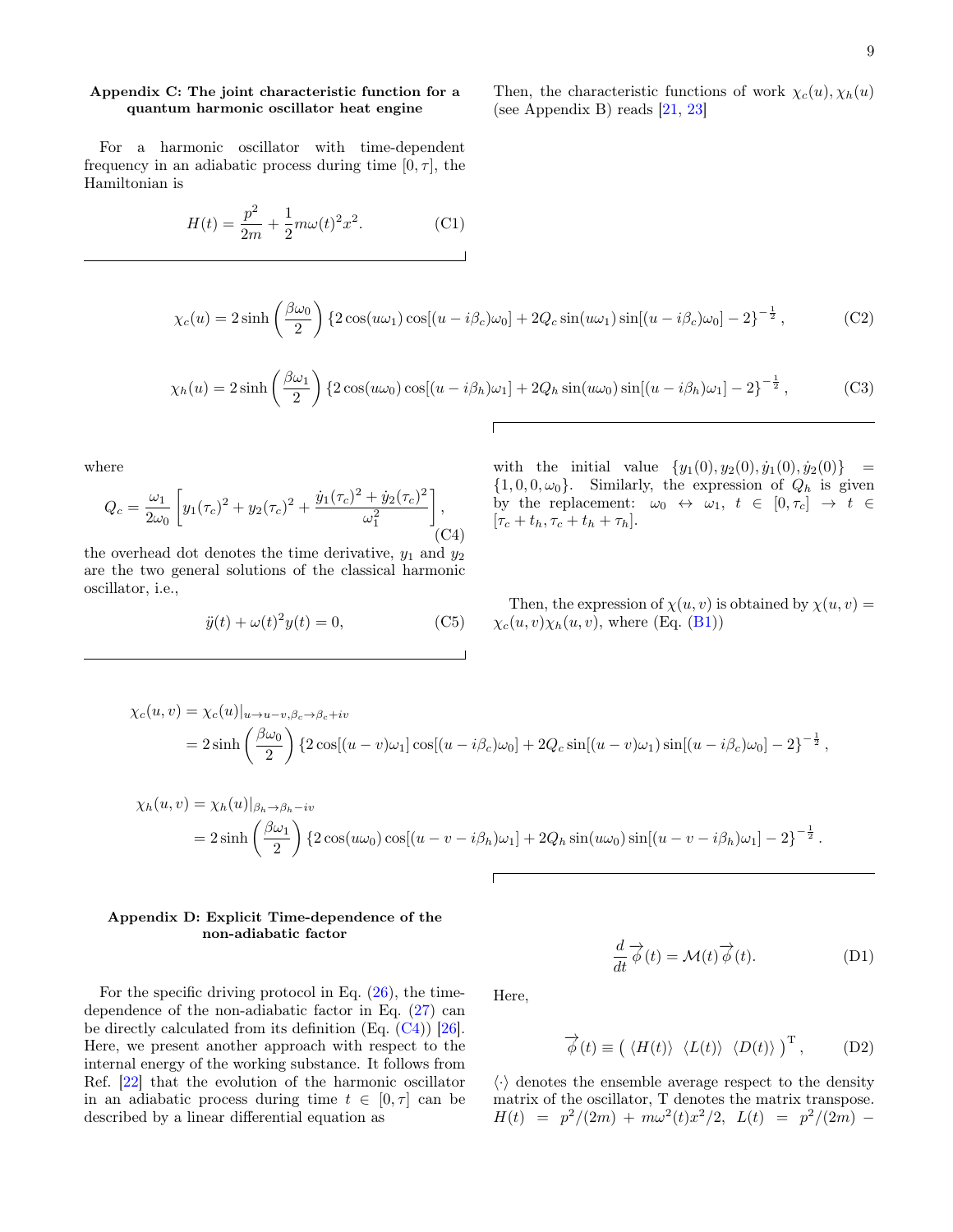### Appendix C: The joint characteristic function for a quantum harmonic oscillator heat engine

For a harmonic oscillator with time-dependent frequency in an adiabatic process during time $[0,\tau]$, the Hamiltonian is

$$H(t) = \frac{p^2}{2m} + \frac{1}{2}m\omega(t)^2 x^2. \tag{C1}$$

Then, the characteristic functions of work $\chi_c(u), \chi_h(u)$ (see Appendix B) reads [21, 23]

$$\chi_c(u) = 2\sinh\left(\frac{\beta\omega_0}{2}\right)\left\{2\cos(u\omega_1)\cos[(u-i\beta_c)\omega_0] + 2Q_c\sin(u\omega_1)\sin[(u-i\beta_c)\omega_0] - 2\right\}^{-\frac{1}{2}}, \tag{C2}$$

$$\chi_h(u) = 2\sinh\left(\frac{\beta\omega_1}{2}\right)\left\{2\cos(u\omega_0)\cos[(u-i\beta_h)\omega_1] + 2Q_h\sin(u\omega_0)\sin[(u-i\beta_h)\omega_1] - 2\right\}^{-\frac{1}{2}}, \tag{C3}$$

where

$$Q_c = \frac{\omega_1}{2\omega_0}\left[y_1(\tau_c)^2 + y_2(\tau_c)^2 + \frac{\dot{y}_1(\tau_c)^2 + \dot{y}_2(\tau_c)^2}{\omega_1^2}\right], \tag{C4}$$

the overhead dot denotes the time derivative, $y_1$ and $y_2$ are the two general solutions of the classical harmonic oscillator, i.e.,

$$\ddot{y}(t) + \omega(t)^2 y(t) = 0, \tag{C5}$$

with the initial value $\{y_1(0), y_2(0), \dot{y}_1(0), \dot{y}_2(0)\} = \{1, 0, 0, \omega_0\}$. Similarly, the expression of $Q_h$ is given by the replacement: $\omega_0 \leftrightarrow \omega_1$, $t \in [0, \tau_c] \to t \in [\tau_c + t_h, \tau_c + t_h + \tau_h]$.

Then, the expression of $\chi(u,v)$ is obtained by $\chi(u,v) = \chi_c(u,v)\chi_h(u,v)$, where (Eq. (B1))

$$\begin{aligned}\chi_c(u,v) &= \chi_c(u)|_{u\to u-v,\beta_c\to\beta_c+iv} \\ &= 2\sinh\left(\frac{\beta\omega_0}{2}\right)\left\{2\cos[(u-v)\omega_1]\cos[(u-i\beta_c)\omega_0] + 2Q_c\sin[(u-v)\omega_1)\sin[(u-i\beta_c)\omega_0] - 2\right\}^{-\frac{1}{2}},\end{aligned}$$

$$\begin{aligned}\chi_h(u,v) &= \chi_h(u)|_{\beta_h\to\beta_h-iv} \\ &= 2\sinh\left(\frac{\beta\omega_1}{2}\right)\left\{2\cos(u\omega_0)\cos[(u-v-i\beta_h)\omega_1] + 2Q_h\sin(u\omega_0)\sin[(u-v-i\beta_h)\omega_1] - 2\right\}^{-\frac{1}{2}}.\end{aligned}$$

### Appendix D: Explicit Time-dependence of the non-adiabatic factor

For the specific driving protocol in Eq. (26), the time-dependence of the non-adiabatic factor in Eq. (27) can be directly calculated from its definition (Eq. (C4)) [26]. Here, we present another approach with respect to the internal energy of the working substance. It follows from Ref. [22] that the evolution of the harmonic oscillator in an adiabatic process during time $t \in [0,\tau]$ can be described by a linear differential equation as

$$\frac{d}{dt}\overrightarrow{\phi}(t) = \mathcal{M}(t)\overrightarrow{\phi}(t). \tag{D1}$$

Here,

$$\overrightarrow{\phi}(t) \equiv \begin{pmatrix}\langle H(t)\rangle & \langle L(t)\rangle & \langle D(t)\rangle\end{pmatrix}^{\mathrm{T}}, \tag{D2}$$

$\langle\cdot\rangle$ denotes the ensemble average respect to the density matrix of the oscillator, T denotes the matrix transpose. $H(t) = p^2/(2m) + m\omega^2(t)x^2/2$, $L(t) = p^2/(2m) -$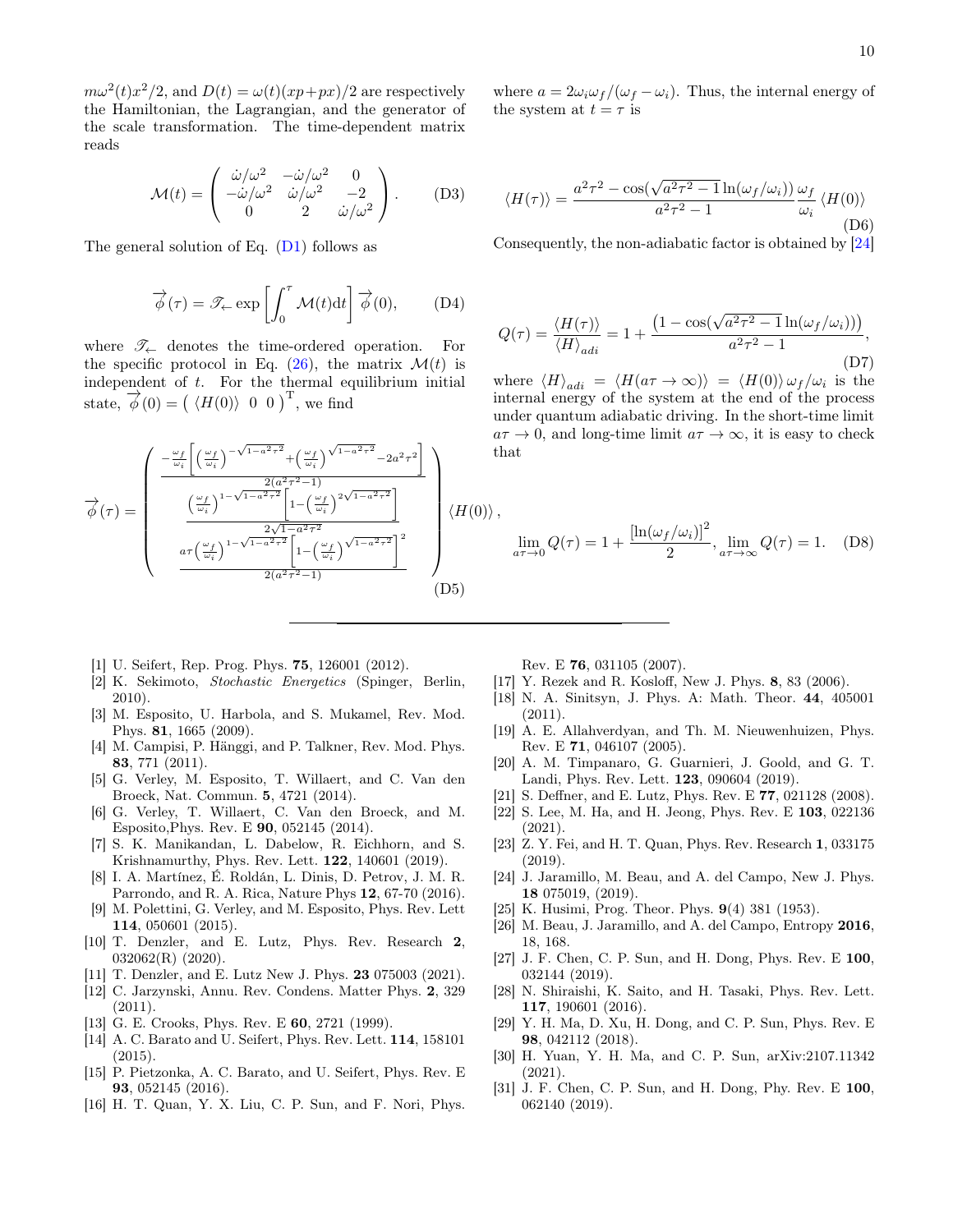$m\omega^2(t)x^2/2$, and $D(t) = \omega(t)(xp+px)/2$ are respectively the Hamiltonian, the Lagrangian, and the generator of the scale transformation. The time-dependent matrix reads

$$\mathcal{M}(t) = \begin{pmatrix} \dot{\omega}/\omega^2 & -\dot{\omega}/\omega^2 & 0 \\ -\dot{\omega}/\omega^2 & \dot{\omega}/\omega^2 & -2 \\ 0 & 2 & \dot{\omega}/\omega^2 \end{pmatrix}. \tag{D3}$$

The general solution of Eq. (D1) follows as

$$\overrightarrow{\phi}(\tau) = \mathscr{T}_{\leftarrow} \exp\left[\int_0^\tau \mathcal{M}(t)\mathrm{d}t\right] \overrightarrow{\phi}(0), \tag{D4}$$

where $\mathscr{T}_{\leftarrow}$ denotes the time-ordered operation. For the specific protocol in Eq. (26), the matrix $\mathcal{M}(t)$ is independent of $t$. For the thermal equilibrium initial state, $\overrightarrow{\phi}(0) = \left(\, \langle H(0)\rangle \;\; 0 \;\; 0\,\right)^{\mathrm{T}}$, we find

$$\overrightarrow{\phi}(\tau) = \begin{pmatrix} \frac{-\frac{\omega_f}{\omega_i}\left[\left(\frac{\omega_f}{\omega_i}\right)^{-\sqrt{1-a^2\tau^2}} + \left(\frac{\omega_f}{\omega_i}\right)^{\sqrt{1-a^2\tau^2}} - 2a^2\tau^2\right]}{2(a^2\tau^2-1)} \\ \frac{\left(\frac{\omega_f}{\omega_i}\right)^{1-\sqrt{1-a^2\tau^2}}\left[1-\left(\frac{\omega_f}{\omega_i}\right)^{2\sqrt{1-a^2\tau^2}}\right]}{2\sqrt{1-a^2\tau^2}} \\ \frac{a\tau\left(\frac{\omega_f}{\omega_i}\right)^{1-\sqrt{1-a^2\tau^2}}\left[1-\left(\frac{\omega_f}{\omega_i}\right)^{\sqrt{1-a^2\tau^2}}\right]^2}{2(a^2\tau^2-1)} \end{pmatrix} \langle H(0)\rangle\,, \tag{D5}$$

where $a = 2\omega_i\omega_f/(\omega_f - \omega_i)$. Thus, the internal energy of the system at $t = \tau$ is

$$\langle H(\tau)\rangle = \frac{a^2\tau^2 - \cos(\sqrt{a^2\tau^2-1}\ln(\omega_f/\omega_i))}{a^2\tau^2-1}\frac{\omega_f}{\omega_i}\langle H(0)\rangle \tag{D6}$$

Consequently, the non-adiabatic factor is obtained by [24]

$$Q(\tau) = \frac{\langle H(\tau)\rangle}{\langle H\rangle_{adi}} = 1 + \frac{\left(1-\cos(\sqrt{a^2\tau^2-1}\ln(\omega_f/\omega_i))\right)}{a^2\tau^2-1}, \tag{D7}$$

where $\langle H\rangle_{adi} = \langle H(a\tau\to\infty)\rangle = \langle H(0)\rangle\,\omega_f/\omega_i$ is the internal energy of the system at the end of the process under quantum adiabatic driving. In the short-time limit $a\tau \to 0$, and long-time limit $a\tau \to \infty$, it is easy to check that

$$\lim_{a\tau\to 0} Q(\tau) = 1 + \frac{\left[\ln(\omega_f/\omega_i)\right]^2}{2}, \lim_{a\tau\to\infty} Q(\tau) = 1. \tag{D8}$$

---

[1] U. Seifert, Rep. Prog. Phys. **75**, 126001 (2012).
[2] K. Sekimoto, *Stochastic Energetics* (Spinger, Berlin, 2010).
[3] M. Esposito, U. Harbola, and S. Mukamel, Rev. Mod. Phys. **81**, 1665 (2009).
[4] M. Campisi, P. Hänggi, and P. Talkner, Rev. Mod. Phys. **83**, 771 (2011).
[5] G. Verley, M. Esposito, T. Willaert, and C. Van den Broeck, Nat. Commun. **5**, 4721 (2014).
[6] G. Verley, T. Willaert, C. Van den Broeck, and M. Esposito,Phys. Rev. E **90**, 052145 (2014).
[7] S. K. Manikandan, L. Dabelow, R. Eichhorn, and S. Krishnamurthy, Phys. Rev. Lett. **122**, 140601 (2019).
[8] I. A. Martínez, É. Roldán, L. Dinis, D. Petrov, J. M. R. Parrondo, and R. A. Rica, Nature Phys **12**, 67-70 (2016).
[9] M. Polettini, G. Verley, and M. Esposito, Phys. Rev. Lett **114**, 050601 (2015).
[10] T. Denzler, and E. Lutz, Phys. Rev. Research **2**, 032062(R) (2020).
[11] T. Denzler, and E. Lutz New J. Phys. **23** 075003 (2021).
[12] C. Jarzynski, Annu. Rev. Condens. Matter Phys. **2**, 329 (2011).
[13] G. E. Crooks, Phys. Rev. E **60**, 2721 (1999).
[14] A. C. Barato and U. Seifert, Phys. Rev. Lett. **114**, 158101 (2015).
[15] P. Pietzonka, A. C. Barato, and U. Seifert, Phys. Rev. E **93**, 052145 (2016).
[16] H. T. Quan, Y. X. Liu, C. P. Sun, and F. Nori, Phys. Rev. E **76**, 031105 (2007).
[17] Y. Rezek and R. Kosloff, New J. Phys. **8**, 83 (2006).
[18] N. A. Sinitsyn, J. Phys. A: Math. Theor. **44**, 405001 (2011).
[19] A. E. Allahverdyan, and Th. M. Nieuwenhuizen, Phys. Rev. E **71**, 046107 (2005).
[20] A. M. Timpanaro, G. Guarnieri, J. Goold, and G. T. Landi, Phys. Rev. Lett. **123**, 090604 (2019).
[21] S. Deffner, and E. Lutz, Phys. Rev. E **77**, 021128 (2008).
[22] S. Lee, M. Ha, and H. Jeong, Phys. Rev. E **103**, 022136 (2021).
[23] Z. Y. Fei, and H. T. Quan, Phys. Rev. Research **1**, 033175 (2019).
[24] J. Jaramillo, M. Beau, and A. del Campo, New J. Phys. **18** 075019, (2019).
[25] K. Husimi, Prog. Theor. Phys. **9**(4) 381 (1953).
[26] M. Beau, J. Jaramillo, and A. del Campo, Entropy **2016**, 18, 168.
[27] J. F. Chen, C. P. Sun, and H. Dong, Phys. Rev. E **100**, 032144 (2019).
[28] N. Shiraishi, K. Saito, and H. Tasaki, Phys. Rev. Lett. **117**, 190601 (2016).
[29] Y. H. Ma, D. Xu, H. Dong, and C. P. Sun, Phys. Rev. E **98**, 042112 (2018).
[30] H. Yuan, Y. H. Ma, and C. P. Sun, arXiv:2107.11342 (2021).
[31] J. F. Chen, C. P. Sun, and H. Dong, Phy. Rev. E **100**, 062140 (2019).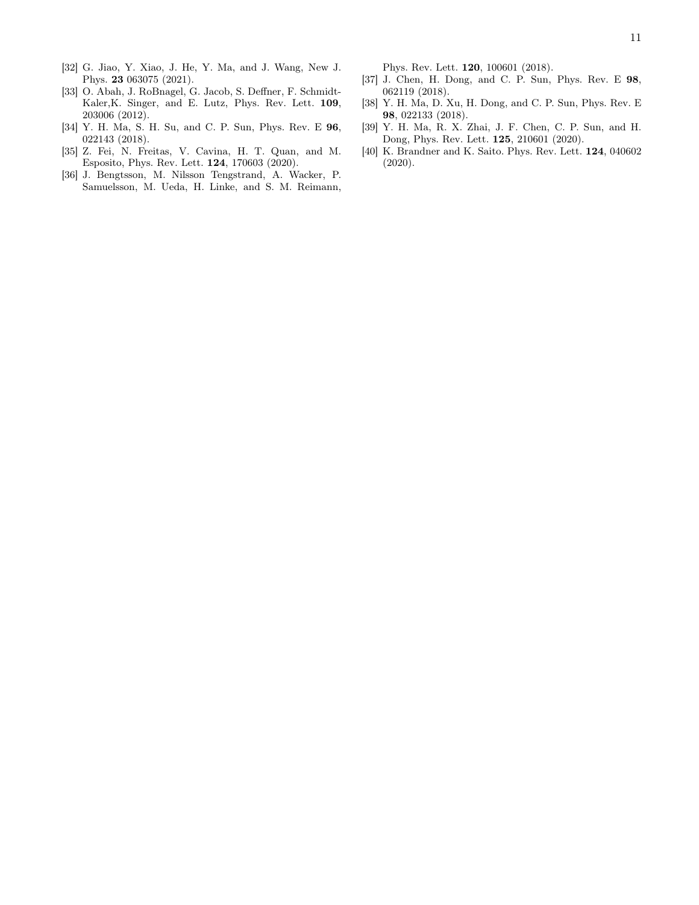[32] G. Jiao, Y. Xiao, J. He, Y. Ma, and J. Wang, New J. Phys. **23** 063075 (2021).

[33] O. Abah, J. RoBnagel, G. Jacob, S. Deffner, F. Schmidt-Kaler,K. Singer, and E. Lutz, Phys. Rev. Lett. **109**, 203006 (2012).

[34] Y. H. Ma, S. H. Su, and C. P. Sun, Phys. Rev. E **96**, 022143 (2018).

[35] Z. Fei, N. Freitas, V. Cavina, H. T. Quan, and M. Esposito, Phys. Rev. Lett. **124**, 170603 (2020).

[36] J. Bengtsson, M. Nilsson Tengstrand, A. Wacker, P. Samuelsson, M. Ueda, H. Linke, and S. M. Reimann, Phys. Rev. Lett. **120**, 100601 (2018).

[37] J. Chen, H. Dong, and C. P. Sun, Phys. Rev. E **98**, 062119 (2018).

[38] Y. H. Ma, D. Xu, H. Dong, and C. P. Sun, Phys. Rev. E **98**, 022133 (2018).

[39] Y. H. Ma, R. X. Zhai, J. F. Chen, C. P. Sun, and H. Dong, Phys. Rev. Lett. **125**, 210601 (2020).

[40] K. Brandner and K. Saito. Phys. Rev. Lett. **124**, 040602 (2020).